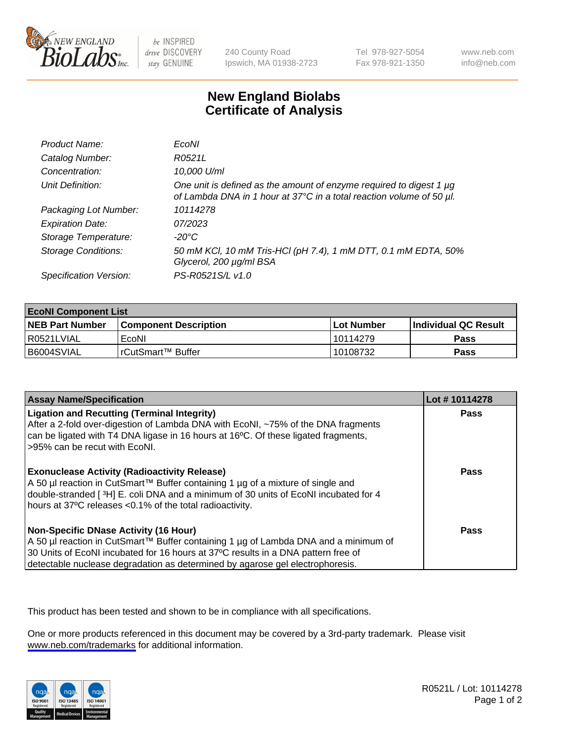New England BioLabs Inc. — be INSPIRED drive DISCOVERY stay GENUINE

240 County Road
Ipswich, MA 01938-2723

Tel 978-927-5054
Fax 978-921-1350

www.neb.com
info@neb.com

# New England Biolabs
# Certificate of Analysis

| | |
|---|---|
| *Product Name:* | *EcoNI* |
| *Catalog Number:* | *R0521L* |
| *Concentration:* | *10,000 U/ml* |
| *Unit Definition:* | *One unit is defined as the amount of enzyme required to digest 1 µg of Lambda DNA in 1 hour at 37°C in a total reaction volume of 50 µl.* |
| *Packaging Lot Number:* | *10114278* |
| *Expiration Date:* | *07/2023* |
| *Storage Temperature:* | *-20°C* |
| *Storage Conditions:* | *50 mM KCl, 10 mM Tris-HCl (pH 7.4), 1 mM DTT, 0.1 mM EDTA, 50% Glycerol, 200 µg/ml BSA* |
| *Specification Version:* | *PS-R0521S/L v1.0* |

| **EcoNI Component List** | | | |
|---|---|---|---|
| **NEB Part Number** | **Component Description** | **Lot Number** | **Individual QC Result** |
| R0521LVIAL | EcoNI | 10114279 | **Pass** |
| B6004SVIAL | rCutSmart™ Buffer | 10108732 | **Pass** |

| **Assay Name/Specification** | **Lot # 10114278** |
|---|---|
| **Ligation and Recutting (Terminal Integrity)**<br>After a 2-fold over-digestion of Lambda DNA with EcoNI, ~75% of the DNA fragments can be ligated with T4 DNA ligase in 16 hours at 16ºC. Of these ligated fragments, >95% can be recut with EcoNI. | **Pass** |
| **Exonuclease Activity (Radioactivity Release)**<br>A 50 µl reaction in CutSmart™ Buffer containing 1 µg of a mixture of single and double-stranded [ $^{3}$H] E. coli DNA and a minimum of 30 units of EcoNI incubated for 4 hours at 37ºC releases <0.1% of the total radioactivity. | **Pass** |
| **Non-Specific DNase Activity (16 Hour)**<br>A 50 µl reaction in CutSmart™ Buffer containing 1 µg of Lambda DNA and a minimum of 30 Units of EcoNI incubated for 16 hours at 37ºC results in a DNA pattern free of detectable nuclease degradation as determined by agarose gel electrophoresis. | **Pass** |

This product has been tested and shown to be in compliance with all specifications.

One or more products referenced in this document may be covered by a 3rd-party trademark. Please visit www.neb.com/trademarks for additional information.

R0521L / Lot: 10114278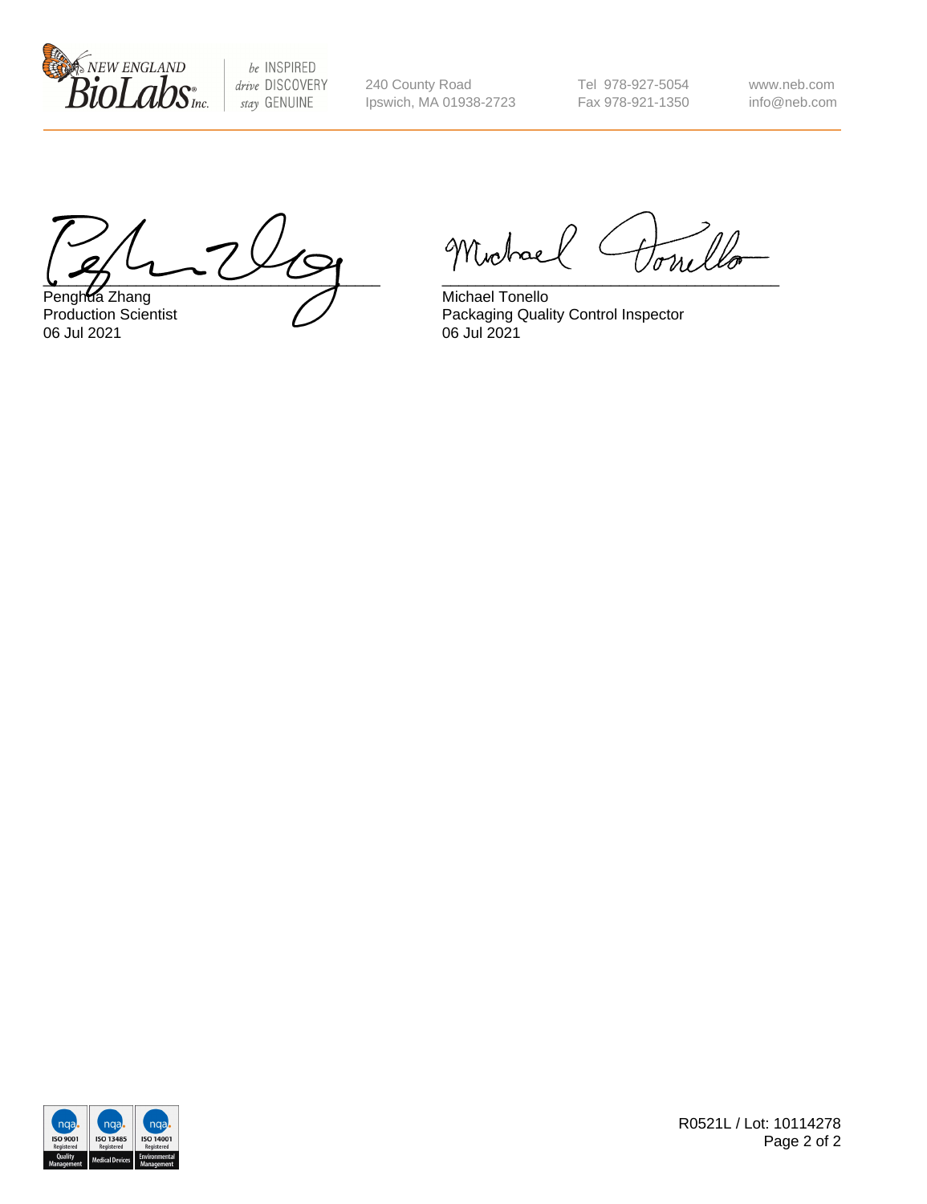Penghua Zhang
Production Scientist
06 Jul 2021

Michael Tonello
Packaging Quality Control Inspector
06 Jul 2021